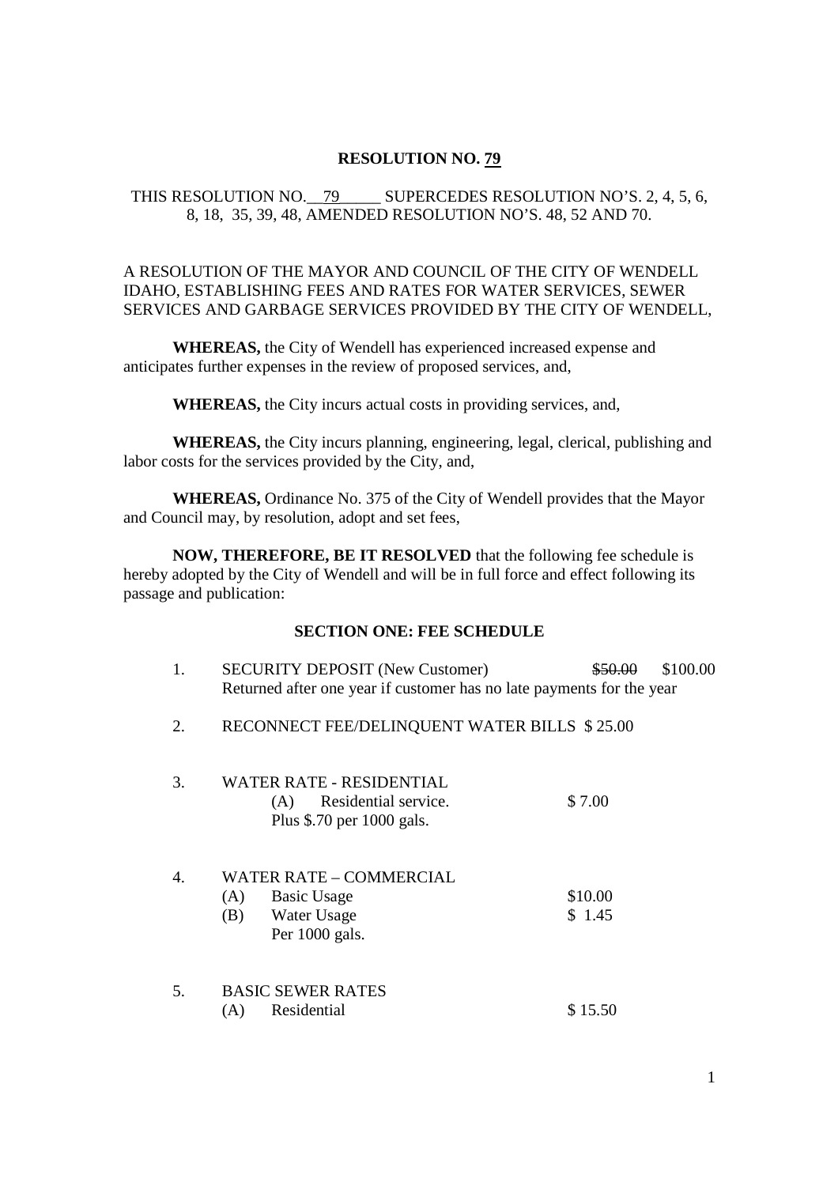# RESOLUTION NO. 79

THIS RESOLUTION NO.\_\_79\_\_\_\_\_ SUPERCEDES RESOLUTION NO'S. 2, 4, 5, 6, 8, 18, 35, 39, 48, AMENDED RESOLUTION NO'S. 48, 52 AND 70.

A RESOLUTION OF THE MAYOR AND COUNCIL OF THE CITY OF WENDELL IDAHO, ESTABLISHING FEES AND RATES FOR WATER SERVICES, SEWER SERVICES AND GARBAGE SERVICES PROVIDED BY THE CITY OF WENDELL,

**WHEREAS,** the City of Wendell has experienced increased expense and anticipates further expenses in the review of proposed services, and,

**WHEREAS,** the City incurs actual costs in providing services, and,

**WHEREAS,** the City incurs planning, engineering, legal, clerical, publishing and labor costs for the services provided by the City, and,

**WHEREAS,** Ordinance No. 375 of the City of Wendell provides that the Mayor and Council may, by resolution, adopt and set fees,

**NOW, THEREFORE, BE IT RESOLVED** that the following fee schedule is hereby adopted by the City of Wendell and will be in full force and effect following its passage and publication:

## SECTION ONE: FEE SCHEDULE

1. SECURITY DEPOSIT (New Customer) ~~$50.00~~ $100.00
   Returned after one year if customer has no late payments for the year

2. RECONNECT FEE/DELINQUENT WATER BILLS $ 25.00

3. WATER RATE - RESIDENTIAL
   (A) Residential service. $ 7.00
   Plus $.70 per 1000 gals.

4. WATER RATE – COMMERCIAL
   (A) Basic Usage $10.00
   (B) Water Usage $ 1.45
   Per 1000 gals.

5. BASIC SEWER RATES
   (A) Residential $ 15.50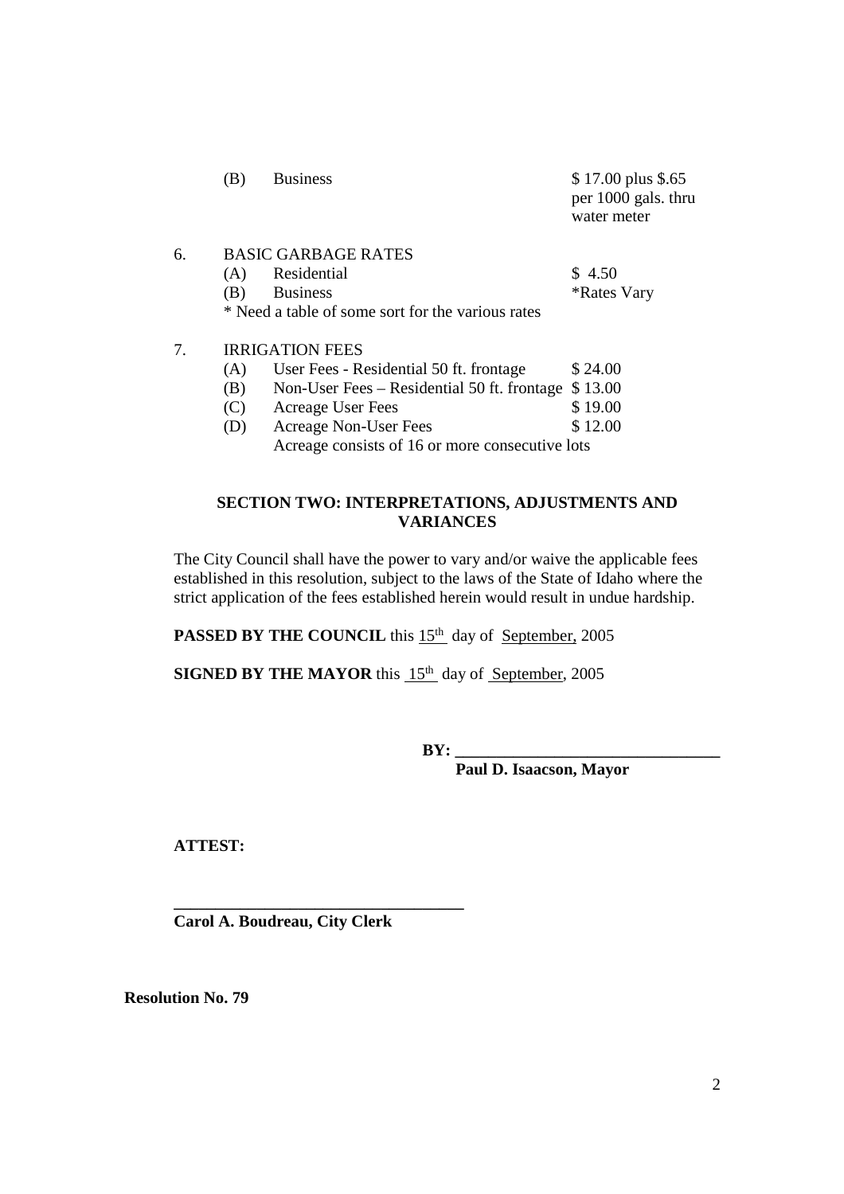| | | |
|---|---|---|
| (B) | Business | $ 17.00 plus $.65 per 1000 gals. thru water meter |

6. BASIC GARBAGE RATES

| | | |
|---|---|---|
| (A) | Residential | $ 4.50 |
| (B) | Business | *Rates Vary |

* Need a table of some sort for the various rates

7. IRRIGATION FEES

| | | |
|---|---|---|
| (A) | User Fees - Residential 50 ft. frontage | $ 24.00 |
| (B) | Non-User Fees – Residential 50 ft. frontage | $ 13.00 |
| (C) | Acreage User Fees | $ 19.00 |
| (D) | Acreage Non-User Fees | $ 12.00 |

Acreage consists of 16 or more consecutive lots

**SECTION TWO: INTERPRETATIONS, ADJUSTMENTS AND VARIANCES**

The City Council shall have the power to vary and/or waive the applicable fees established in this resolution, subject to the laws of the State of Idaho where the strict application of the fees established herein would result in undue hardship.

**PASSED BY THE COUNCIL** this 15th day of September, 2005

**SIGNED BY THE MAYOR** this 15th day of September, 2005

**BY: \_\_\_\_\_\_\_\_\_\_\_\_\_\_\_\_\_\_\_\_\_\_\_\_\_\_\_\_\_\_\_\_**
**Paul D. Isaacson, Mayor**

**ATTEST:**

**\_\_\_\_\_\_\_\_\_\_\_\_\_\_\_\_\_\_\_\_\_\_\_\_\_\_\_\_\_\_\_\_\_\_\_**
**Carol A. Boudreau, City Clerk**

**Resolution No. 79**